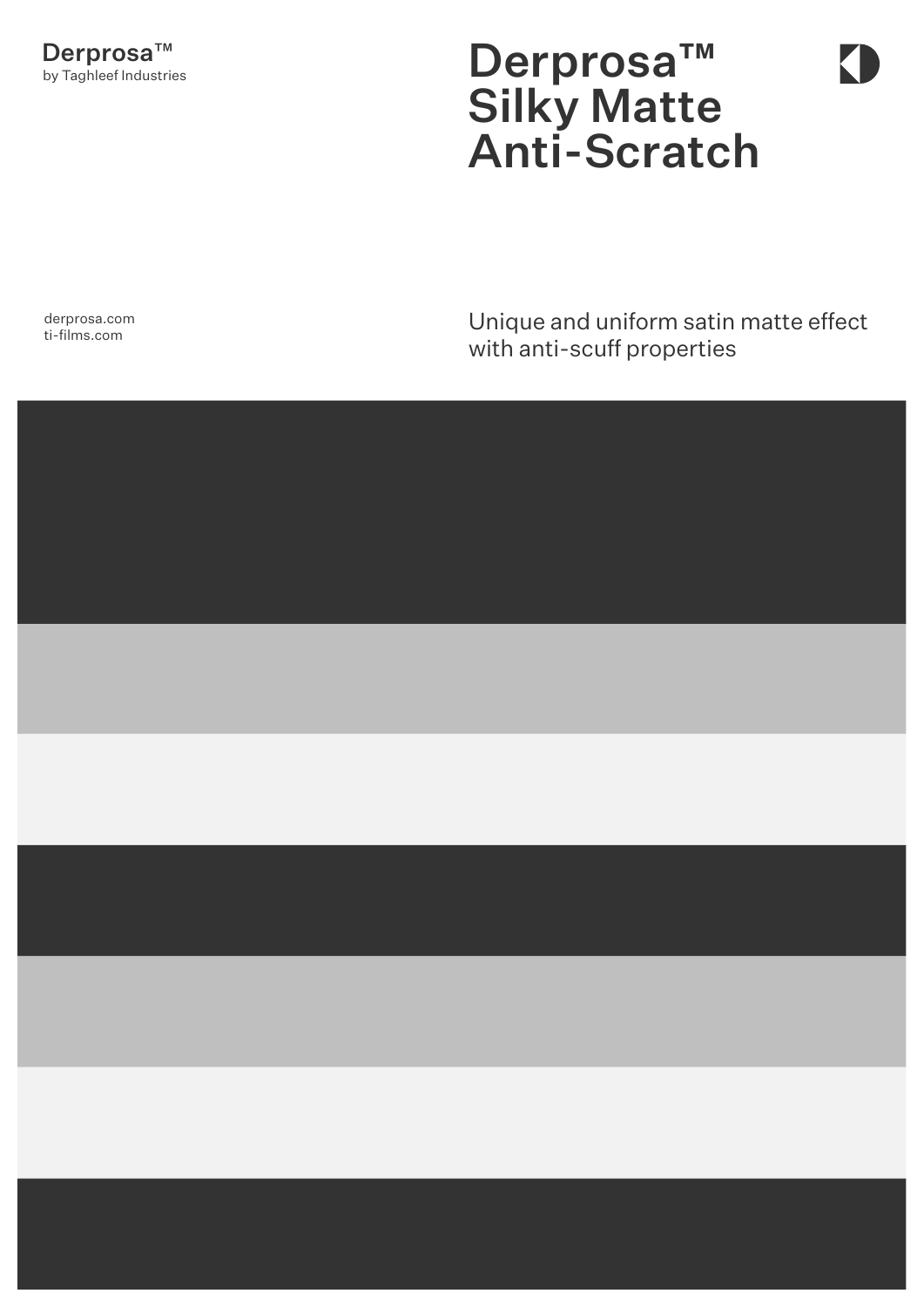Derprosa™
by Taghleef Industries

# Derprosa™ Silky Matte Anti-Scratch

derprosa.com
ti-films.com

Unique and uniform satin matte effect with anti-scuff properties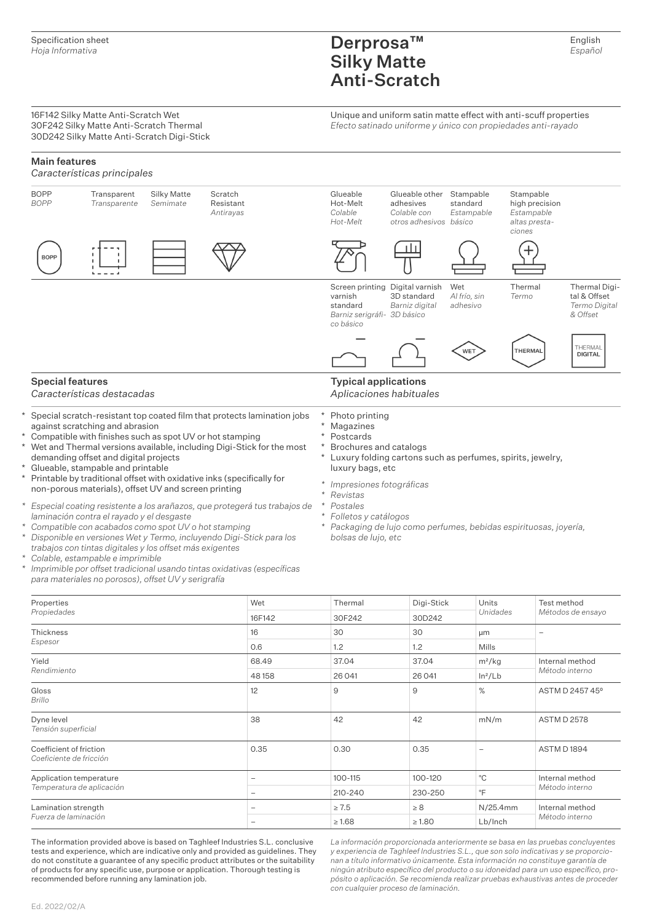Specification sheet
*Hoja Informativa*

# Derprosa™ Silky Matte Anti-Scratch

English
*Español*

16F142 Silky Matte Anti-Scratch Wet
30F242 Silky Matte Anti-Scratch Thermal
30D242 Silky Matte Anti-Scratch Digi-Stick

Unique and uniform satin matte effect with anti-scuff properties
*Efecto satinado uniforme y único con propiedades anti-rayado*

## Main features
*Características principales*

BOPP *BOPP*
Transparent *Transparente*
Silky Matte *Semimate*
Scratch Resistant *Antirayas*

Glueable Hot-Melt *Colable Hot-Melt*
Glueable other adhesives *Colable con otros adhesivos*
Stampable standard *Estampable básico*
Stampable high precision *Estampable altas prestaciones*

Screen printing varnish standard *Barniz serigráfico básico*
Digital varnish 3D standard *Barniz digital 3D básico*
Wet *Al frío, sin adhesivo*
Thermal *Termo*
Thermal Digital & Offset *Termo Digital & Offset*

## Special features
*Características destacadas*

* Special scratch-resistant top coated film that protects lamination jobs against scratching and abrasion
* Compatible with finishes such as spot UV or hot stamping
* Wet and Thermal versions available, including Digi-Stick for the most demanding offset and digital projects
* Glueable, stampable and printable
* Printable by traditional offset with oxidative inks (specifically for non-porous materials), offset UV and screen printing

* *Especial coating resistente a los arañazos, que protegerá tus trabajos de laminación contra el rayado y el desgaste*
* *Compatible con acabados como spot UV o hot stamping*
* *Disponible en versiones Wet y Termo, incluyendo Digi-Stick para los trabajos con tintas digitales y los offset más exigentes*
* *Colable, estampable e imprimible*
* *Imprimible por offset tradicional usando tintas oxidativas (específicas para materiales no porosos), offset UV y serigrafía*

## Typical applications
*Aplicaciones habituales*

* Photo printing
* Magazines
* Postcards
* Brochures and catalogs
* Luxury folding cartons such as perfumes, spirits, jewelry, luxury bags, etc

* *Impresiones fotográficas*
* *Revistas*
* *Postales*
* *Folletos y catálogos*
* *Packaging de lujo como perfumes, bebidas espirituosas, joyería, bolsas de lujo, etc*

| Properties *Propiedades* | Wet | Thermal | Digi-Stick | Units *Unidades* | Test method *Métodos de ensayo* |
|---|---|---|---|---|---|
| | 16F142 | 30F242 | 30D242 | | |
| Thickness *Espesor* | 16 | 30 | 30 | µm | – |
| | 0.6 | 1.2 | 1.2 | Mills | |
| Yield *Rendimiento* | 68.49 | 37.04 | 37.04 | m²/kg | Internal method *Método interno* |
| | 48158 | 26041 | 26041 | In²/Lb | |
| Gloss *Brillo* | 12 | 9 | 9 | % | ASTM D 2457 45º |
| Dyne level *Tensión superficial* | 38 | 42 | 42 | mN/m | ASTM D 2578 |
| Coefficient of friction *Coeficiente de fricción* | 0.35 | 0.30 | 0.35 | – | ASTM D 1894 |
| Application temperature *Temperatura de aplicación* | – | 100-115 | 100-120 | °C | Internal method *Método interno* |
| | – | 210-240 | 230-250 | °F | |
| Lamination strength *Fuerza de laminación* | – | ≥ 7.5 | ≥ 8 | N/25.4mm | Internal method *Método interno* |
| | – | ≥ 1.68 | ≥ 1.80 | Lb/Inch | |

The information provided above is based on Taghleef Industries S.L. conclusive tests and experience, which are indicative only and provided as guidelines. They do not constitute a guarantee of any specific product attributes or the suitability of products for any specific use, purpose or application. Thorough testing is recommended before running any lamination job.

*La información proporcionada anteriormente se basa en las pruebas concluyentes y experiencia de Taghleef Industries S.L., que son solo indicativas y se proporcionan a título informativo únicamente. Esta información no constituye garantía de ningún atributo específico del producto o su idoneidad para un uso específico, propósito o aplicación. Se recomienda realizar pruebas exhaustivas antes de proceder con cualquier proceso de laminación.*

Ed. 2022/02/A